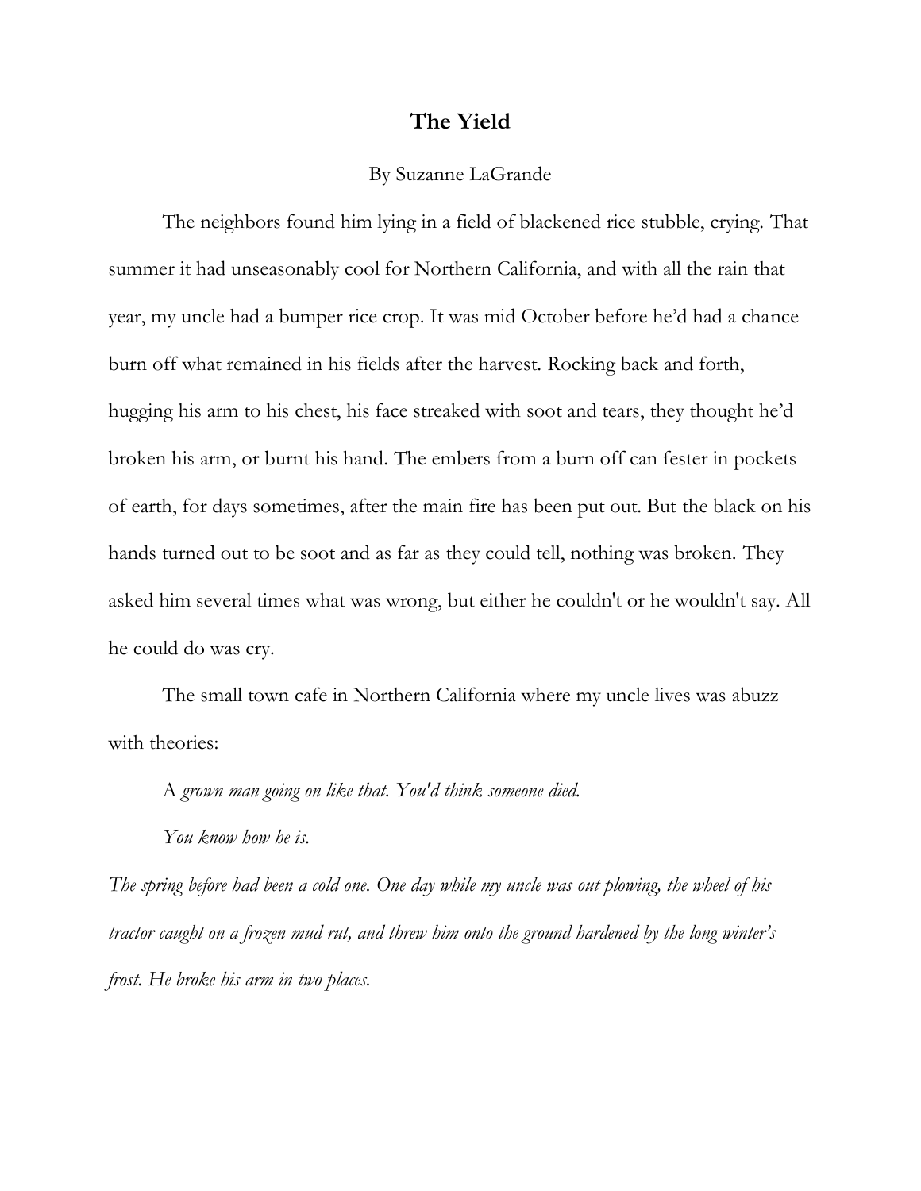# The Yield

By Suzanne LaGrande

The neighbors found him lying in a field of blackened rice stubble, crying. That summer it had unseasonably cool for Northern California, and with all the rain that year, my uncle had a bumper rice crop. It was mid October before he'd had a chance burn off what remained in his fields after the harvest. Rocking back and forth, hugging his arm to his chest, his face streaked with soot and tears, they thought he'd broken his arm, or burnt his hand. The embers from a burn off can fester in pockets of earth, for days sometimes, after the main fire has been put out. But the black on his hands turned out to be soot and as far as they could tell, nothing was broken. They asked him several times what was wrong, but either he couldn't or he wouldn't say. All he could do was cry.

The small town cafe in Northern California where my uncle lives was abuzz with theories:

A *grown man going on like that. You'd think someone died.*

*You know how he is.*

*The spring before had been a cold one. One day while my uncle was out plowing, the wheel of his tractor caught on a frozen mud rut, and threw him onto the ground hardened by the long winter's frost. He broke his arm in two places.*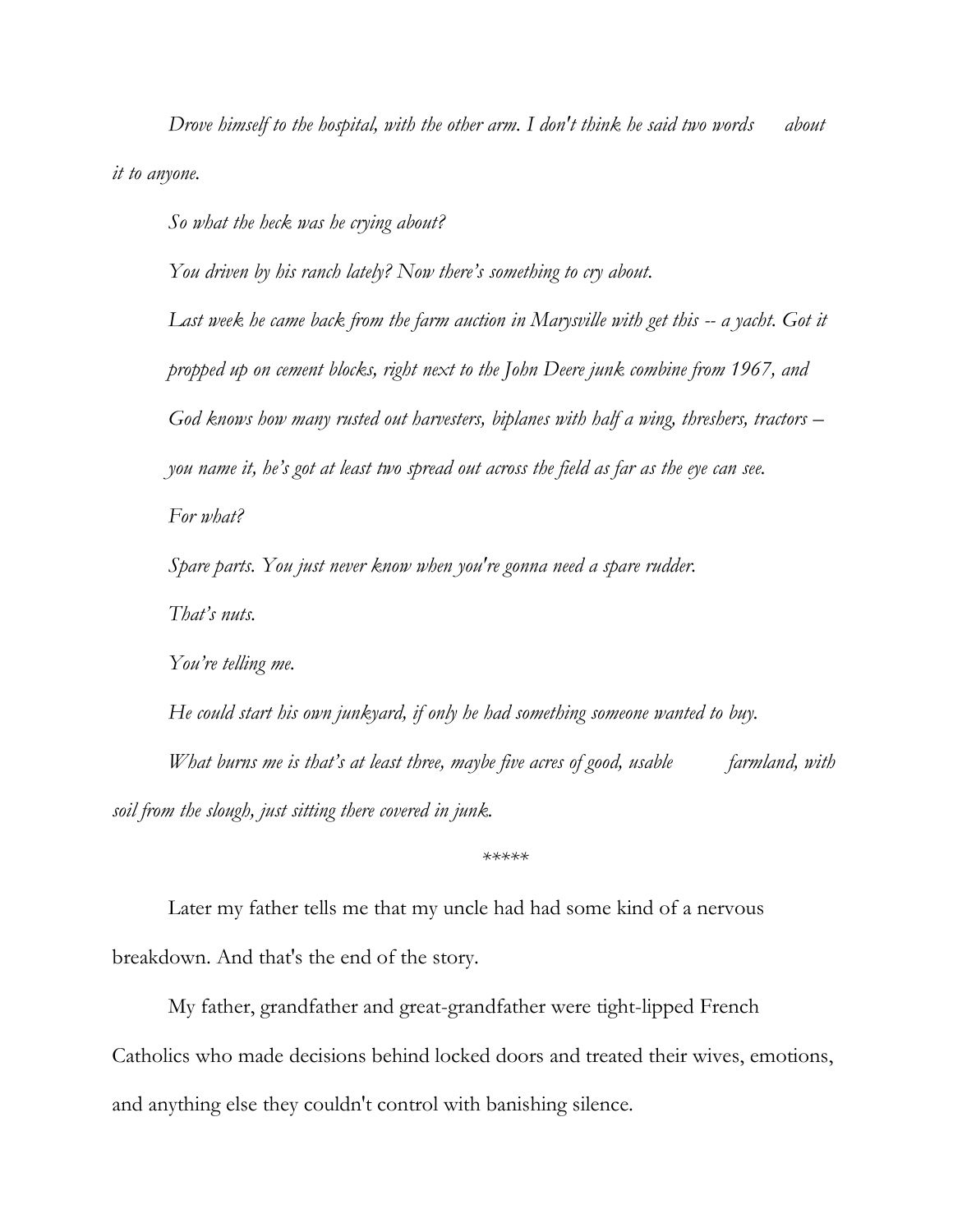*Drove himself to the hospital, with the other arm. I don't think he said two words about it to anyone.*

*So what the heck was he crying about?*

*You driven by his ranch lately? Now there's something to cry about.*

*Last week he came back from the farm auction in Marysville with get this -- a yacht. Got it propped up on cement blocks, right next to the John Deere junk combine from 1967, and God knows how many rusted out harvesters, biplanes with half a wing, threshers, tractors – you name it, he's got at least two spread out across the field as far as the eye can see.*

*For what?*

*Spare parts. You just never know when you're gonna need a spare rudder.*

*That's nuts.*

*You're telling me.*

*He could start his own junkyard, if only he had something someone wanted to buy.*

*What burns me is that's at least three, maybe five acres of good, usable farmland, with soil from the slough, just sitting there covered in junk.*

*****

Later my father tells me that my uncle had had some kind of a nervous breakdown. And that's the end of the story.

My father, grandfather and great-grandfather were tight-lipped French Catholics who made decisions behind locked doors and treated their wives, emotions, and anything else they couldn't control with banishing silence.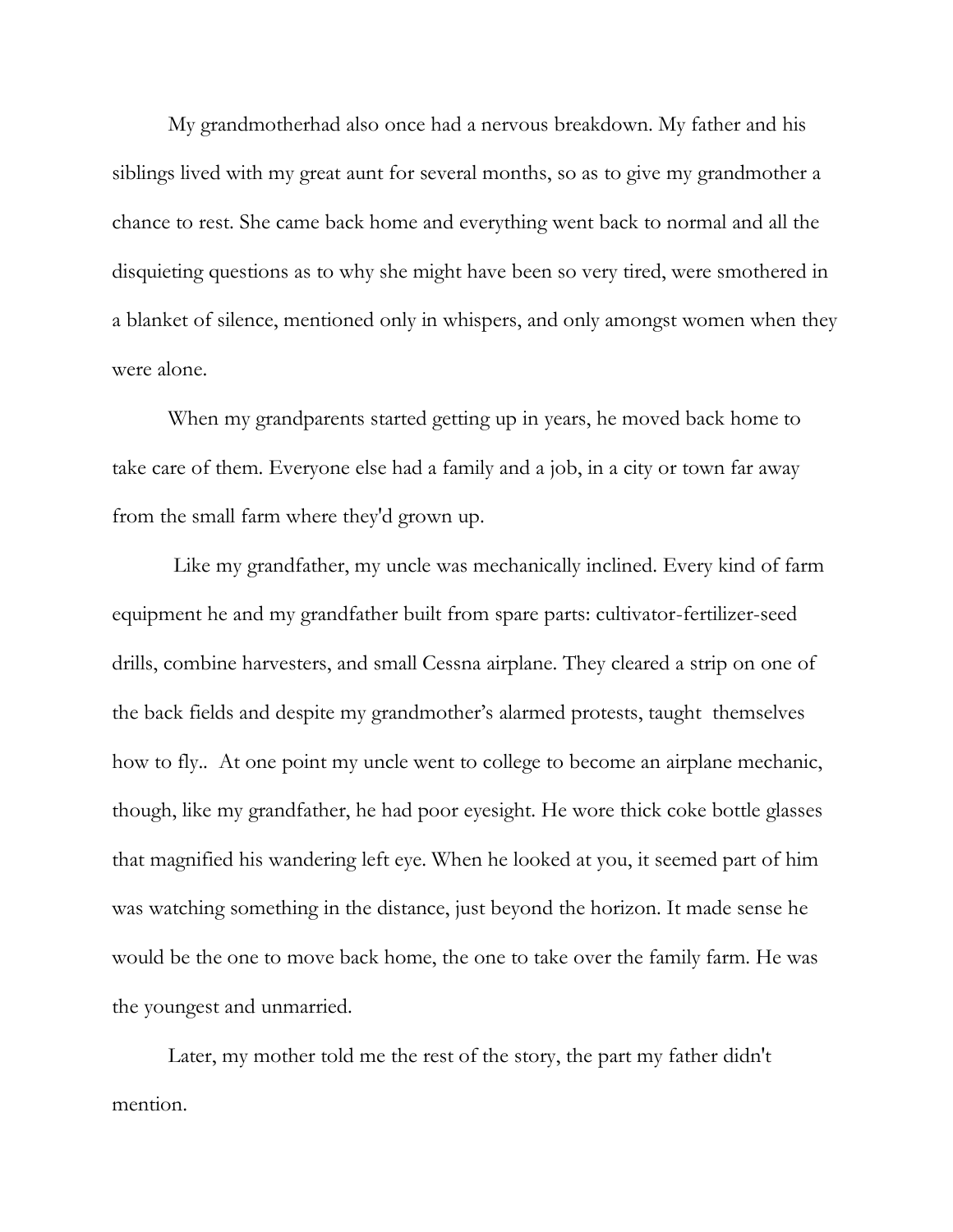My grandmotherhad also once had a nervous breakdown. My father and his siblings lived with my great aunt for several months, so as to give my grandmother a chance to rest. She came back home and everything went back to normal and all the disquieting questions as to why she might have been so very tired, were smothered in a blanket of silence, mentioned only in whispers, and only amongst women when they were alone.

When my grandparents started getting up in years, he moved back home to take care of them. Everyone else had a family and a job, in a city or town far away from the small farm where they'd grown up.

Like my grandfather, my uncle was mechanically inclined. Every kind of farm equipment he and my grandfather built from spare parts: cultivator-fertilizer-seed drills, combine harvesters, and small Cessna airplane. They cleared a strip on one of the back fields and despite my grandmother's alarmed protests, taught themselves how to fly.. At one point my uncle went to college to become an airplane mechanic, though, like my grandfather, he had poor eyesight. He wore thick coke bottle glasses that magnified his wandering left eye. When he looked at you, it seemed part of him was watching something in the distance, just beyond the horizon. It made sense he would be the one to move back home, the one to take over the family farm. He was the youngest and unmarried.

Later, my mother told me the rest of the story, the part my father didn't mention.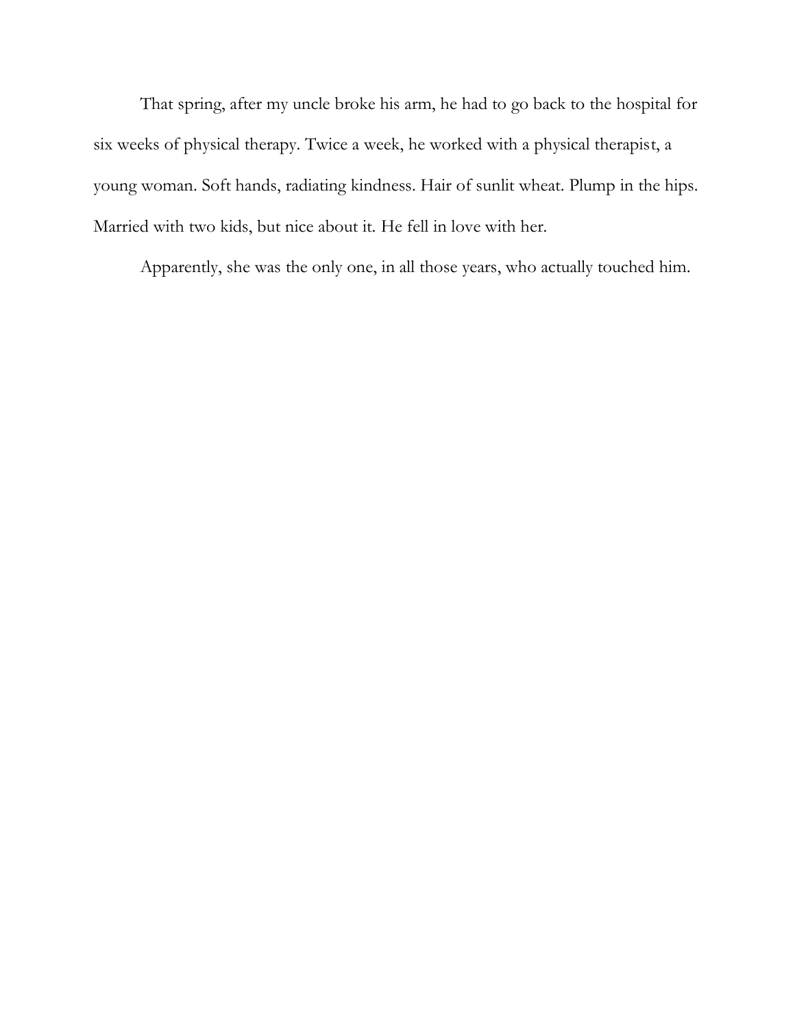That spring, after my uncle broke his arm, he had to go back to the hospital for six weeks of physical therapy. Twice a week, he worked with a physical therapist, a young woman. Soft hands, radiating kindness. Hair of sunlit wheat. Plump in the hips. Married with two kids, but nice about it. He fell in love with her.

Apparently, she was the only one, in all those years, who actually touched him.